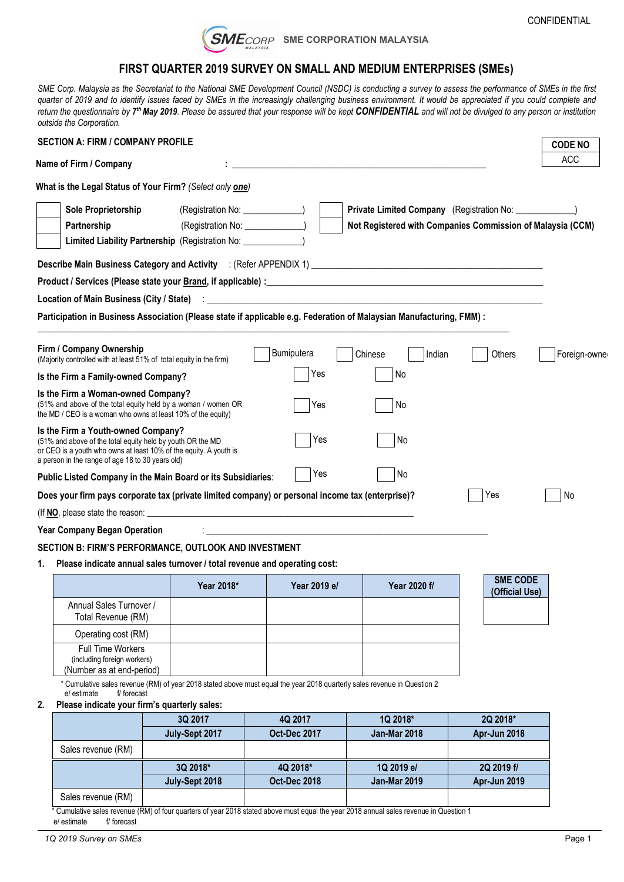CONFIDENTIAL

SME CORPORATION MALAYSIA

# FIRST QUARTER 2019 SURVEY ON SMALL AND MEDIUM ENTERPRISES (SMEs)

*SME Corp. Malaysia as the Secretariat to the National SME Development Council (NSDC) is conducting a survey to assess the performance of SMEs in the first quarter of 2019 and to identify issues faced by SMEs in the increasingly challenging business environment. It would be appreciated if you could complete and return the questionnaire by **7th May 2019**. Please be assured that your response will be kept **CONFIDENTIAL** and will not be divulged to any person or institution outside the Corporation.*

| CODE NO |
|---|
| ACC |

## SECTION A: FIRM / COMPANY PROFILE

**Name of Firm / Company** : ____________________________________________

**What is the Legal Status of Your Firm?** *(Select only one)*

- ☐ **Sole Proprietorship** (Registration No: ____________)
- ☐ **Partnership** (Registration No: ____________)
- ☐ **Limited Liability Partnership** (Registration No: ____________)
- ☐ **Private Limited Company** (Registration No: ____________)
- ☐ **Not Registered with Companies Commission of Malaysia (CCM)**

**Describe Main Business Category and Activity** : (Refer APPENDIX 1) ____________________________________________

**Product / Services (Please state your Brand, if applicable) :** ____________________________________________

**Location of Main Business (City / State)** : ____________________________________________

**Participation in Business Association (Please state if applicable e.g. Federation of Malaysian Manufacturing, FMM) :**

____________________________________________

**Firm / Company Ownership**
(Majority controlled with at least 51% of total equity in the firm) ☐ Bumiputera ☐ Chinese ☐ Indian ☐ Others ☐ Foreign-owned

**Is the Firm a Family-owned Company?** ☐ Yes ☐ No

**Is the Firm a Woman-owned Company?**
(51% and above of the total equity held by a woman / women OR the MD / CEO is a woman who owns at least 10% of the equity) ☐ Yes ☐ No

**Is the Firm a Youth-owned Company?**
(51% and above of the total equity held by youth OR the MD or CEO is a youth who owns at least 10% of the equity. A youth is a person in the range of age 18 to 30 years old) ☐ Yes ☐ No

**Public Listed Company in the Main Board or its Subsidiaries:** ☐ Yes ☐ No

**Does your firm pays corporate tax (private limited company) or personal income tax (enterprise)?** ☐ Yes ☐ No

(If **NO**, please state the reason: ____________________________________________

**Year Company Began Operation** : ____________________________________________

## SECTION B: FIRM'S PERFORMANCE, OUTLOOK AND INVESTMENT

**1. Please indicate annual sales turnover / total revenue and operating cost:**

| | Year 2018* | Year 2019 e/ | Year 2020 f/ |
|---|---|---|---|
| Annual Sales Turnover / Total Revenue (RM) | | | |
| Operating cost (RM) | | | |
| Full Time Workers (including foreign workers) (Number as at end-period) | | | |

| SME CODE (Official Use) |
|---|
| |

\* Cumulative sales revenue (RM) of year 2018 stated above must equal the year 2018 quarterly sales revenue in Question 2
e/ estimate f/ forecast

**2. Please indicate your firm's quarterly sales:**

| | 3Q 2017 | 4Q 2017 | 1Q 2018* | 2Q 2018* |
|---|---|---|---|---|
| | July-Sept 2017 | Oct-Dec 2017 | Jan-Mar 2018 | Apr-Jun 2018 |
| Sales revenue (RM) | | | | |
| | **3Q 2018*** | **4Q 2018*** | **1Q 2019 e/** | **2Q 2019 f/** |
| | **July-Sept 2018** | **Oct-Dec 2018** | **Jan-Mar 2019** | **Apr-Jun 2019** |
| Sales revenue (RM) | | | | |

\* Cumulative sales revenue (RM) of four quarters of year 2018 stated above must equal the year 2018 annual sales revenue in Question 1
e/ estimate f/ forecast

*1Q 2019 Survey on SMEs*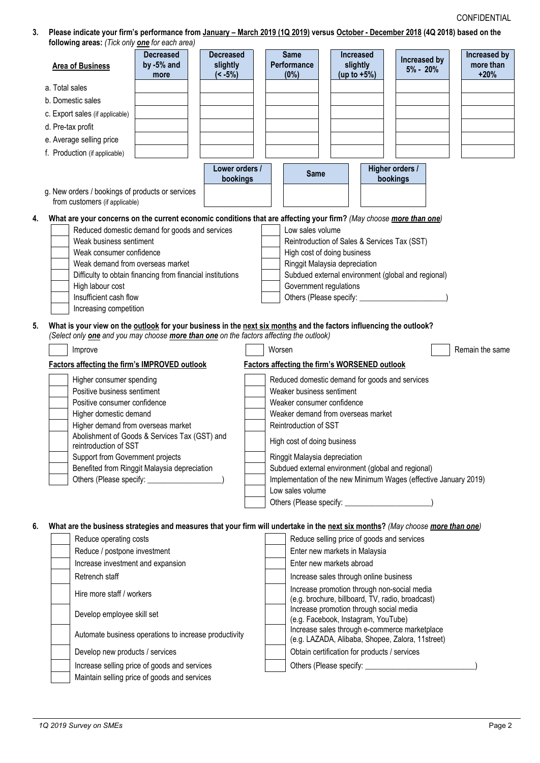CONFIDENTIAL

**3. Please indicate your firm's performance from January – March 2019 (1Q 2019) versus October - December 2018 (4Q 2018) based on the following areas:** *(Tick only* ***one*** *for each area)*

| Area of Business | Decreased by -5% and more | Decreased slightly (< -5%) | Same Performance (0%) | Increased slightly (up to +5%) | Increased by 5% - 20% | Increased by more than +20% |
|---|---|---|---|---|---|---|
| a. Total sales | | | | | | |
| b. Domestic sales | | | | | | |
| c. Export sales (if applicable) | | | | | | |
| d. Pre-tax profit | | | | | | |
| e. Average selling price | | | | | | |
| f. Production (if applicable) | | | | | | |

| | Lower orders / bookings | Same | Higher orders / bookings |
|---|---|---|---|
| g. New orders / bookings of products or services from customers (if applicable) | | | |

**4. What are your concerns on the current economic conditions that are affecting your firm?** *(May choose* ***more than one****)*

- [ ] Reduced domestic demand for goods and services
- [ ] Weak business sentiment
- [ ] Weak consumer confidence
- [ ] Weak demand from overseas market
- [ ] Difficulty to obtain financing from financial institutions
- [ ] High labour cost
- [ ] Insufficient cash flow
- [ ] Increasing competition
- [ ] Low sales volume
- [ ] Reintroduction of Sales & Services Tax (SST)
- [ ] High cost of doing business
- [ ] Ringgit Malaysia depreciation
- [ ] Subdued external environment (global and regional)
- [ ] Government regulations
- [ ] Others (Please specify: ____________________)

**5. What is your view on the outlook for your business in the next six months and the factors influencing the outlook?**
*(Select only* ***one*** *and you may choose* ***more than one*** *on the factors affecting the outlook)*

- [ ] Improve
- [ ] Worsen
- [ ] Remain the same

**Factors affecting the firm's IMPROVED outlook**

- [ ] Higher consumer spending
- [ ] Positive business sentiment
- [ ] Positive consumer confidence
- [ ] Higher domestic demand
- [ ] Higher demand from overseas market
- [ ] Abolishment of Goods & Services Tax (GST) and reintroduction of SST
- [ ] Support from Government projects
- [ ] Benefited from Ringgit Malaysia depreciation
- [ ] Others (Please specify: __________________)

**Factors affecting the firm's WORSENED outlook**

- [ ] Reduced domestic demand for goods and services
- [ ] Weaker business sentiment
- [ ] Weaker consumer confidence
- [ ] Weaker demand from overseas market
- [ ] Reintroduction of SST
- [ ] High cost of doing business
- [ ] Ringgit Malaysia depreciation
- [ ] Subdued external environment (global and regional)
- [ ] Implementation of the new Minimum Wages (effective January 2019)
- [ ] Low sales volume
- [ ] Others (Please specify: ____________________)

**6. What are the business strategies and measures that your firm will undertake in the next six months?** *(May choose* ***more than one****)*

- [ ] Reduce operating costs
- [ ] Reduce / postpone investment
- [ ] Increase investment and expansion
- [ ] Retrench staff
- [ ] Hire more staff / workers
- [ ] Develop employee skill set
- [ ] Automate business operations to increase productivity
- [ ] Develop new products / services
- [ ] Increase selling price of goods and services
- [ ] Maintain selling price of goods and services
- [ ] Reduce selling price of goods and services
- [ ] Enter new markets in Malaysia
- [ ] Enter new markets abroad
- [ ] Increase sales through online business
- [ ] Increase promotion through non-social media (e.g. brochure, billboard, TV, radio, broadcast)
- [ ] Increase promotion through social media (e.g. Facebook, Instagram, YouTube)
- [ ] Increase sales through e-commerce marketplace (e.g. LAZADA, Alibaba, Shopee, Zalora, 11street)
- [ ] Obtain certification for products / services
- [ ] Others (Please specify: __________________________)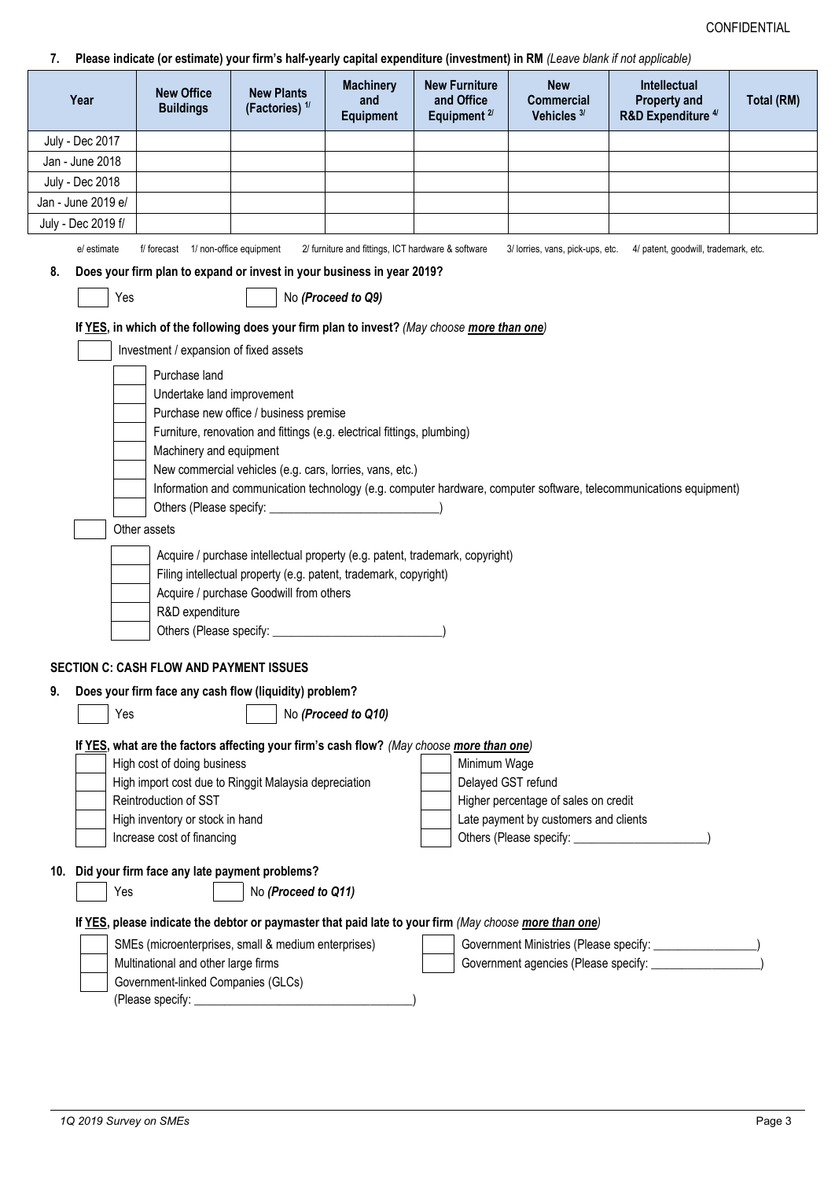**7. Please indicate (or estimate) your firm's half-yearly capital expenditure (investment) in RM** *(Leave blank if not applicable)*

| Year | New Office Buildings | New Plants (Factories) 1/ | Machinery and Equipment | New Furniture and Office Equipment 2/ | New Commercial Vehicles 3/ | Intellectual Property and R&D Expenditure 4/ | Total (RM) |
|---|---|---|---|---|---|---|---|
| July - Dec 2017 | | | | | | | |
| Jan - June 2018 | | | | | | | |
| July - Dec 2018 | | | | | | | |
| Jan - June 2019 e/ | | | | | | | |
| July - Dec 2019 f/ | | | | | | | |

e/ estimate f/ forecast 1/ non-office equipment 2/ furniture and fittings, ICT hardware & software 3/ lorries, vans, pick-ups, etc. 4/ patent, goodwill, trademark, etc.

**8. Does your firm plan to expand or invest in your business in year 2019?**

☐ Yes ☐ No ***(Proceed to Q9)***

**If YES, in which of the following does your firm plan to invest?** *(May choose* ***more than one****)*

☐ Investment / expansion of fixed assets

- ☐ Purchase land
- ☐ Undertake land improvement
- ☐ Purchase new office / business premise
- ☐ Furniture, renovation and fittings (e.g. electrical fittings, plumbing)
- ☐ Machinery and equipment
- ☐ New commercial vehicles (e.g. cars, lorries, vans, etc.)
- ☐ Information and communication technology (e.g. computer hardware, computer software, telecommunications equipment)
- ☐ Others (Please specify: ___________________________)

☐ Other assets

- ☐ Acquire / purchase intellectual property (e.g. patent, trademark, copyright)
- ☐ Filing intellectual property (e.g. patent, trademark, copyright)
- ☐ Acquire / purchase Goodwill from others
- ☐ R&D expenditure
- ☐ Others (Please specify: ___________________________)

## SECTION C: CASH FLOW AND PAYMENT ISSUES

**9. Does your firm face any cash flow (liquidity) problem?**

☐ Yes ☐ No ***(Proceed to Q10)***

**If YES, what are the factors affecting your firm's cash flow?** *(May choose* ***more than one****)*

- ☐ High cost of doing business
- ☐ High import cost due to Ringgit Malaysia depreciation
- ☐ Reintroduction of SST
- ☐ High inventory or stock in hand
- ☐ Increase cost of financing
- ☐ Minimum Wage
- ☐ Delayed GST refund
- ☐ Higher percentage of sales on credit
- ☐ Late payment by customers and clients
- ☐ Others (Please specify: _____________________)

**10. Did your firm face any late payment problems?**

☐ Yes ☐ No ***(Proceed to Q11)***

**If YES, please indicate the debtor or paymaster that paid late to your firm** *(May choose* ***more than one****)*

- ☐ SMEs (microenterprises, small & medium enterprises)
- ☐ Multinational and other large firms
- ☐ Government-linked Companies (GLCs) (Please specify: ___________________________________)
- ☐ Government Ministries (Please specify: ________________)
- ☐ Government agencies (Please specify: _________________)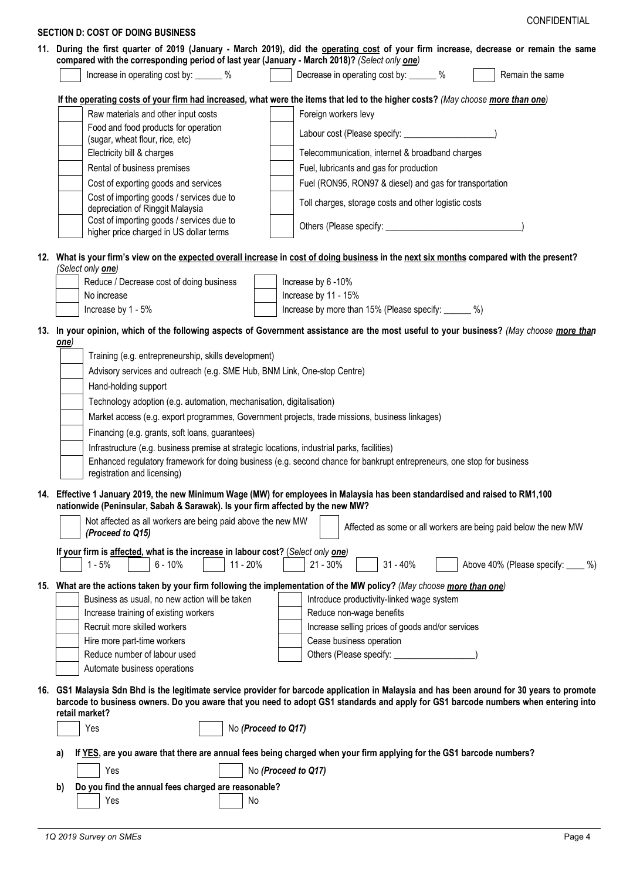CONFIDENTIAL

## SECTION D: COST OF DOING BUSINESS

**11. During the first quarter of 2019 (January - March 2019), did the <u>operating cost</u> of your firm increase, decrease or remain the same compared with the corresponding period of last year (January - March 2018)?** *(Select only **one**)*

- [ ] Increase in operating cost by: ______ %
- [ ] Decrease in operating cost by: ______ %
- [ ] Remain the same

**If the <u>operating costs of your firm had increased</u>, what were the items that led to the higher costs?** *(May choose **more than one**)*

- [ ] Raw materials and other input costs
- [ ] Food and food products for operation (sugar, wheat flour, rice, etc)
- [ ] Electricity bill & charges
- [ ] Rental of business premises
- [ ] Cost of exporting goods and services
- [ ] Cost of importing goods / services due to depreciation of Ringgit Malaysia
- [ ] Cost of importing goods / services due to higher price charged in US dollar terms
- [ ] Foreign workers levy
- [ ] Labour cost (Please specify: ____________________)
- [ ] Telecommunication, internet & broadband charges
- [ ] Fuel, lubricants and gas for production
- [ ] Fuel (RON95, RON97 & diesel) and gas for transportation
- [ ] Toll charges, storage costs and other logistic costs
- [ ] Others (Please specify: ______________________________)

**12. What is your firm's view on the <u>expected overall increase</u> in <u>cost of doing business</u> in the <u>next six months</u> compared with the present?** *(Select only **one**)*

- [ ] Reduce / Decrease cost of doing business
- [ ] No increase
- [ ] Increase by 1 - 5%
- [ ] Increase by 6 -10%
- [ ] Increase by 11 - 15%
- [ ] Increase by more than 15% (Please specify: ______ %)

**13. In your opinion, which of the following aspects of Government assistance are the most useful to your business?** *(May choose **more than one**)*

- [ ] Training (e.g. entrepreneurship, skills development)
- [ ] Advisory services and outreach (e.g. SME Hub, BNM Link, One-stop Centre)
- [ ] Hand-holding support
- [ ] Technology adoption (e.g. automation, mechanisation, digitalisation)
- [ ] Market access (e.g. export programmes, Government projects, trade missions, business linkages)
- [ ] Financing (e.g. grants, soft loans, guarantees)
- [ ] Infrastructure (e.g. business premise at strategic locations, industrial parks, facilities)
- [ ] Enhanced regulatory framework for doing business (e.g. second chance for bankrupt entrepreneurs, one stop for business registration and licensing)

**14. Effective 1 January 2019, the new Minimum Wage (MW) for employees in Malaysia has been standardised and raised to RM1,100 nationwide (Peninsular, Sabah & Sarawak). Is your firm affected by the new MW?**

- [ ] Not affected as all workers are being paid above the new MW ***(Proceed to Q15)***
- [ ] Affected as some or all workers are being paid below the new MW

**If your firm is <u>affected</u>, what is the increase in labour cost?** (*Select only **one***)

- [ ] 1 - 5%
- [ ] 6 - 10%
- [ ] 11 - 20%
- [ ] 21 - 30%
- [ ] 31 - 40%
- [ ] Above 40% (Please specify: ____ %)

**15. What are the actions taken by your firm following the implementation of the MW policy?** *(May choose **more than one**)*

- [ ] Business as usual, no new action will be taken
- [ ] Increase training of existing workers
- [ ] Recruit more skilled workers
- [ ] Hire more part-time workers
- [ ] Reduce number of labour used
- [ ] Automate business operations
- [ ] Introduce productivity-linked wage system
- [ ] Reduce non-wage benefits
- [ ] Increase selling prices of goods and/or services
- [ ] Cease business operation
- [ ] Others (Please specify: __________________)

**16. GS1 Malaysia Sdn Bhd is the legitimate service provider for barcode application in Malaysia and has been around for 30 years to promote barcode to business owners. Do you aware that you need to adopt GS1 standards and apply for GS1 barcode numbers when entering into retail market?**

- [ ] Yes
- [ ] No ***(Proceed to Q17)***

**a) If <u>YES</u>, are you aware that there are annual fees being charged when your firm applying for the GS1 barcode numbers?**

- [ ] Yes
- [ ] No ***(Proceed to Q17)***

**b) Do you find the annual fees charged are reasonable?**

- [ ] Yes
- [ ] No

*1Q 2019 Survey on SMEs*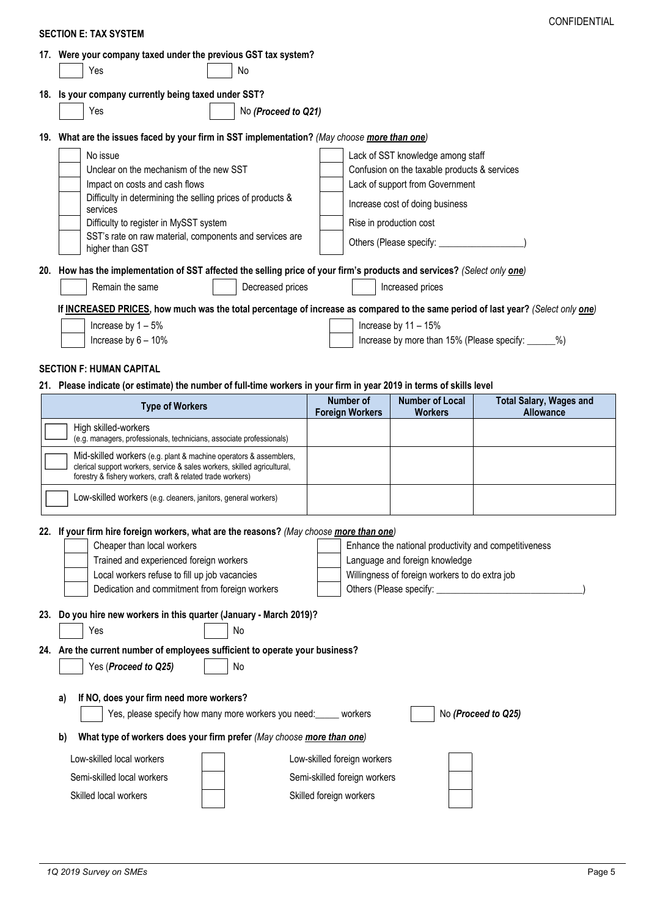## SECTION E: TAX SYSTEM

**17. Were your company taxed under the previous GST tax system?**

- [ ] Yes
- [ ] No

**18. Is your company currently being taxed under SST?**

- [ ] Yes
- [ ] No *(Proceed to Q21)*

**19. What are the issues faced by your firm in SST implementation?** *(May choose **more than one**)*

- [ ] No issue
- [ ] Unclear on the mechanism of the new SST
- [ ] Impact on costs and cash flows
- [ ] Difficulty in determining the selling prices of products & services
- [ ] Difficulty to register in MySST system
- [ ] SST's rate on raw material, components and services are higher than GST
- [ ] Lack of SST knowledge among staff
- [ ] Confusion on the taxable products & services
- [ ] Lack of support from Government
- [ ] Increase cost of doing business
- [ ] Rise in production cost
- [ ] Others (Please specify: _________________)

**20. How has the implementation of SST affected the selling price of your firm's products and services?** *(Select only **one**)*

- [ ] Remain the same
- [ ] Decreased prices
- [ ] Increased prices

**If INCREASED PRICES, how much was the total percentage of increase as compared to the same period of last year?** *(Select only **one**)*

- [ ] Increase by 1 – 5%
- [ ] Increase by 6 – 10%
- [ ] Increase by 11 – 15%
- [ ] Increase by more than 15% (Please specify: ______%)

## SECTION F: HUMAN CAPITAL

**21. Please indicate (or estimate) the number of full-time workers in your firm in year 2019 in terms of skills level**

| Type of Workers | Number of Foreign Workers | Number of Local Workers | Total Salary, Wages and Allowance |
|---|---|---|---|
| [ ] High skilled-workers (e.g. managers, professionals, technicians, associate professionals) | | | |
| [ ] Mid-skilled workers (e.g. plant & machine operators & assemblers, clerical support workers, service & sales workers, skilled agricultural, forestry & fishery workers, craft & related trade workers) | | | |
| [ ] Low-skilled workers (e.g. cleaners, janitors, general workers) | | | |

**22. If your firm hire foreign workers, what are the reasons?** *(May choose **more than one**)*

- [ ] Cheaper than local workers
- [ ] Trained and experienced foreign workers
- [ ] Local workers refuse to fill up job vacancies
- [ ] Dedication and commitment from foreign workers
- [ ] Enhance the national productivity and competitiveness
- [ ] Language and foreign knowledge
- [ ] Willingness of foreign workers to do extra job
- [ ] Others (Please specify: ______________________________)

**23. Do you hire new workers in this quarter (January - March 2019)?**

- [ ] Yes
- [ ] No

**24. Are the current number of employees sufficient to operate your business?**

- [ ] Yes (*Proceed to Q25)*
- [ ] No

**a) If NO, does your firm need more workers?**

- [ ] Yes, please specify how many more workers you need:_____ workers
- [ ] No *(Proceed to Q25)*

**b) What type of workers does your firm prefer** *(May choose **more than one**)*

- [ ] Low-skilled local workers
- [ ] Semi-skilled local workers
- [ ] Skilled local workers
- [ ] Low-skilled foreign workers
- [ ] Semi-skilled foreign workers
- [ ] Skilled foreign workers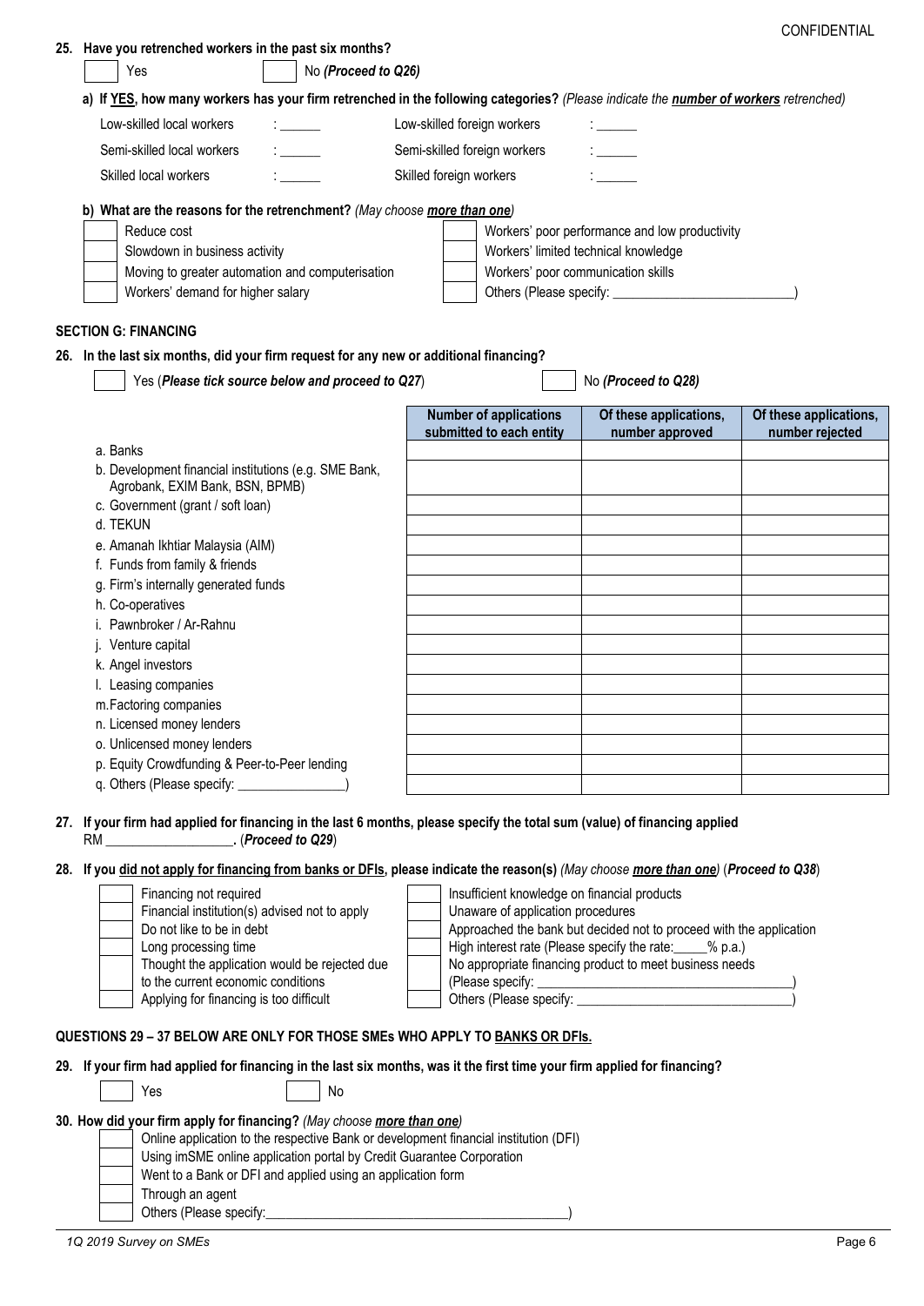CONFIDENTIAL

**25. Have you retrenched workers in the past six months?**

☐ Yes ☐ No *(Proceed to Q26)*

**a) If YES, how many workers has your firm retrenched in the following categories?** *(Please indicate the **number of workers** retrenched)*

| | | | |
|---|---|---|---|
| Low-skilled local workers | : ______ | Low-skilled foreign workers | : ______ |
| Semi-skilled local workers | : ______ | Semi-skilled foreign workers | : ______ |
| Skilled local workers | : ______ | Skilled foreign workers | : ______ |

**b) What are the reasons for the retrenchment?** *(May choose **more than one**)*

- ☐ Reduce cost
- ☐ Slowdown in business activity
- ☐ Moving to greater automation and computerisation
- ☐ Workers' demand for higher salary
- ☐ Workers' poor performance and low productivity
- ☐ Workers' limited technical knowledge
- ☐ Workers' poor communication skills
- ☐ Others (Please specify: __________________________)

## SECTION G: FINANCING

**26. In the last six months, did your firm request for any new or additional financing?**

☐ Yes (***Please tick source below and proceed to Q27***) ☐ No ***(Proceed to Q28)***

| | Number of applications submitted to each entity | Of these applications, number approved | Of these applications, number rejected |
|---|---|---|---|
| a. Banks | | | |
| b. Development financial institutions (e.g. SME Bank, Agrobank, EXIM Bank, BSN, BPMB) | | | |
| c. Government (grant / soft loan) | | | |
| d. TEKUN | | | |
| e. Amanah Ikhtiar Malaysia (AIM) | | | |
| f. Funds from family & friends | | | |
| g. Firm's internally generated funds | | | |
| h. Co-operatives | | | |
| i. Pawnbroker / Ar-Rahnu | | | |
| j. Venture capital | | | |
| k. Angel investors | | | |
| l. Leasing companies | | | |
| m. Factoring companies | | | |
| n. Licensed money lenders | | | |
| o. Unlicensed money lenders | | | |
| p. Equity Crowdfunding & Peer-to-Peer lending | | | |
| q. Others (Please specify: _______________) | | | |

**27. If your firm had applied for financing in the last 6 months, please specify the total sum (value) of financing applied**
RM __________________. (***Proceed to Q29***)

**28. If you did not apply for financing from banks or DFIs, please indicate the reason(s)** *(May choose **more than one**)* (***Proceed to Q38***)

- ☐ Financing not required
- ☐ Financial institution(s) advised not to apply
- ☐ Do not like to be in debt
- ☐ Long processing time
- ☐ Thought the application would be rejected due to the current economic conditions
- ☐ Applying for financing is too difficult
- ☐ Insufficient knowledge on financial products
- ☐ Unaware of application procedures
- ☐ Approached the bank but decided not to proceed with the application
- ☐ High interest rate (Please specify the rate:_____% p.a.)
- ☐ No appropriate financing product to meet business needs (Please specify: ____________________________________)
- ☐ Others (Please specify: ______________________________)

**QUESTIONS 29 – 37 BELOW ARE ONLY FOR THOSE SMEs WHO APPLY TO BANKS OR DFIs.**

**29. If your firm had applied for financing in the last six months, was it the first time your firm applied for financing?**

☐ Yes ☐ No

**30. How did your firm apply for financing?** *(May choose **more than one**)*

- ☐ Online application to the respective Bank or development financial institution (DFI)
- ☐ Using imSME online application portal by Credit Guarantee Corporation
- ☐ Went to a Bank or DFI and applied using an application form
- ☐ Through an agent
- ☐ Others (Please specify:____________________________________________)

*1Q 2019 Survey on SMEs*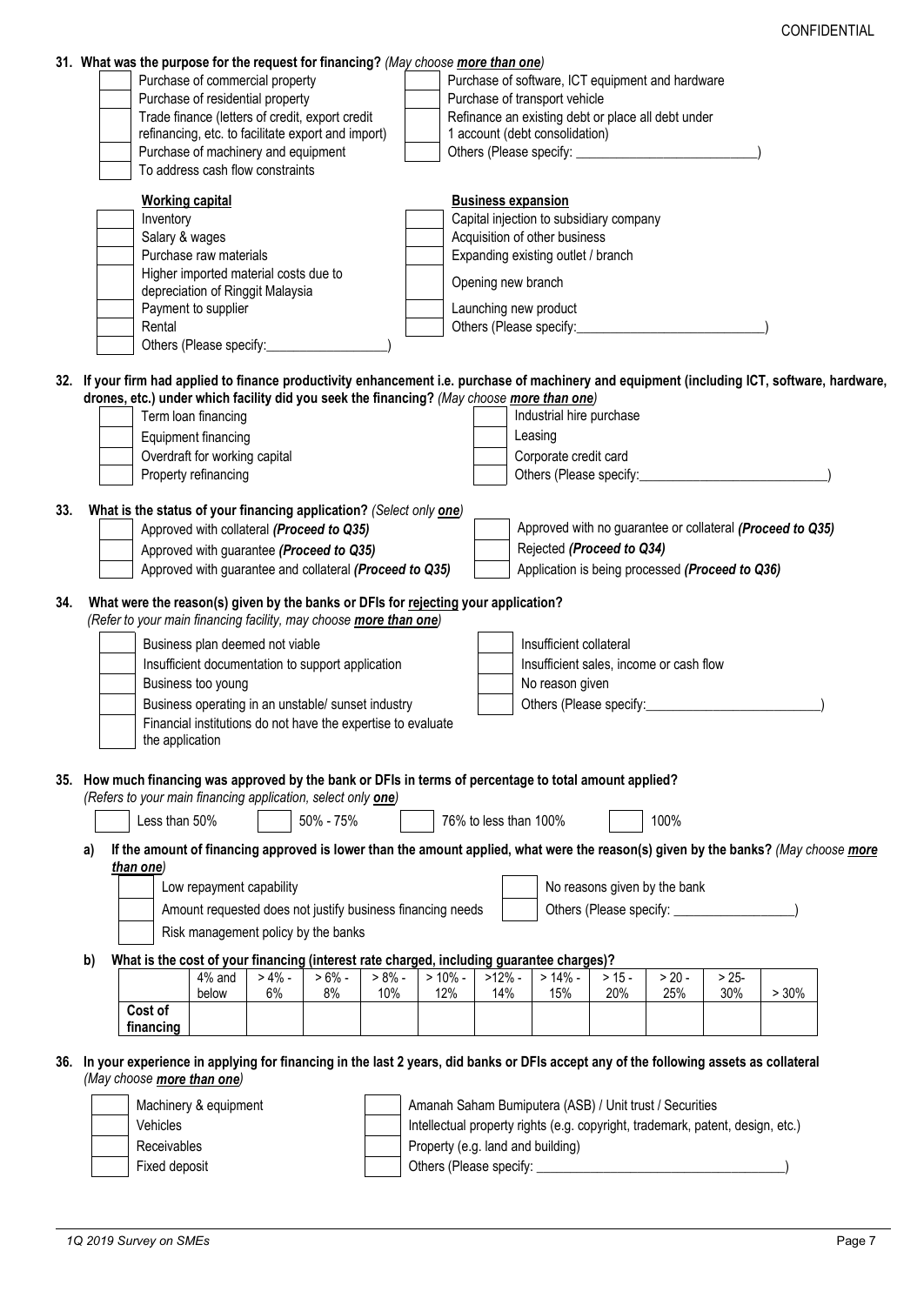CONFIDENTIAL

**31. What was the purpose for the request for financing?** *(May choose **more than one**)*

- [ ] Purchase of commercial property
- [ ] Purchase of residential property
- [ ] Trade finance (letters of credit, export credit refinancing, etc. to facilitate export and import)
- [ ] Purchase of machinery and equipment
- [ ] To address cash flow constraints
- [ ] Purchase of software, ICT equipment and hardware
- [ ] Purchase of transport vehicle
- [ ] Refinance an existing debt or place all debt under 1 account (debt consolidation)
- [ ] Others (Please specify: ____________________________)

**Working capital**

- [ ] Inventory
- [ ] Salary & wages
- [ ] Purchase raw materials
- [ ] Higher imported material costs due to depreciation of Ringgit Malaysia
- [ ] Payment to supplier
- [ ] Rental
- [ ] Others (Please specify:__________________)

**Business expansion**

- [ ] Capital injection to subsidiary company
- [ ] Acquisition of other business
- [ ] Expanding existing outlet / branch
- [ ] Opening new branch
- [ ] Launching new product
- [ ] Others (Please specify:____________________________)

**32. If your firm had applied to finance productivity enhancement i.e. purchase of machinery and equipment (including ICT, software, hardware, drones, etc.) under which facility did you seek the financing?** *(May choose **more than one**)*

- [ ] Term loan financing
- [ ] Equipment financing
- [ ] Overdraft for working capital
- [ ] Property refinancing
- [ ] Industrial hire purchase
- [ ] Leasing
- [ ] Corporate credit card
- [ ] Others (Please specify:____________________________)

**33. What is the status of your financing application?** *(Select only **one**)*

- [ ] Approved with collateral ***(Proceed to Q35)***
- [ ] Approved with guarantee ***(Proceed to Q35)***
- [ ] Approved with guarantee and collateral ***(Proceed to Q35)***
- [ ] Approved with no guarantee or collateral ***(Proceed to Q35)***
- [ ] Rejected ***(Proceed to Q34)***
- [ ] Application is being processed ***(Proceed to Q36)***

**34. What were the reason(s) given by the banks or DFIs for rejecting your application?**
*(Refer to your main financing facility, may choose **more than one**)*

- [ ] Business plan deemed not viable
- [ ] Insufficient documentation to support application
- [ ] Business too young
- [ ] Business operating in an unstable/ sunset industry
- [ ] Financial institutions do not have the expertise to evaluate the application
- [ ] Insufficient collateral
- [ ] Insufficient sales, income or cash flow
- [ ] No reason given
- [ ] Others (Please specify:__________________________)

**35. How much financing was approved by the bank or DFIs in terms of percentage to total amount applied?**
*(Refers to your main financing application, select only **one**)*

- [ ] Less than 50%
- [ ] 50% - 75%
- [ ] 76% to less than 100%
- [ ] 100%

**a) If the amount of financing approved is lower than the amount applied, what were the reason(s) given by the banks?** *(May choose **more than one**)*

- [ ] Low repayment capability
- [ ] Amount requested does not justify business financing needs
- [ ] Risk management policy by the banks
- [ ] No reasons given by the bank
- [ ] Others (Please specify: __________________)

**b) What is the cost of your financing (interest rate charged, including guarantee charges)?**

| | 4% and below | > 4% - 6% | > 6% - 8% | > 8% - 10% | > 10% - 12% | >12% - 14% | > 14% - 15% | > 15 - 20% | > 20 - 25% | > 25- 30% | > 30% |
|---|---|---|---|---|---|---|---|---|---|---|---|
| **Cost of financing** | | | | | | | | | | | |

**36. In your experience in applying for financing in the last 2 years, did banks or DFIs accept any of the following assets as collateral** *(May choose **more than one**)*

- [ ] Machinery & equipment
- [ ] Vehicles
- [ ] Receivables
- [ ] Fixed deposit
- [ ] Amanah Saham Bumiputera (ASB) / Unit trust / Securities
- [ ] Intellectual property rights (e.g. copyright, trademark, patent, design, etc.)
- [ ] Property (e.g. land and building)
- [ ] Others (Please specify: ____________________________________)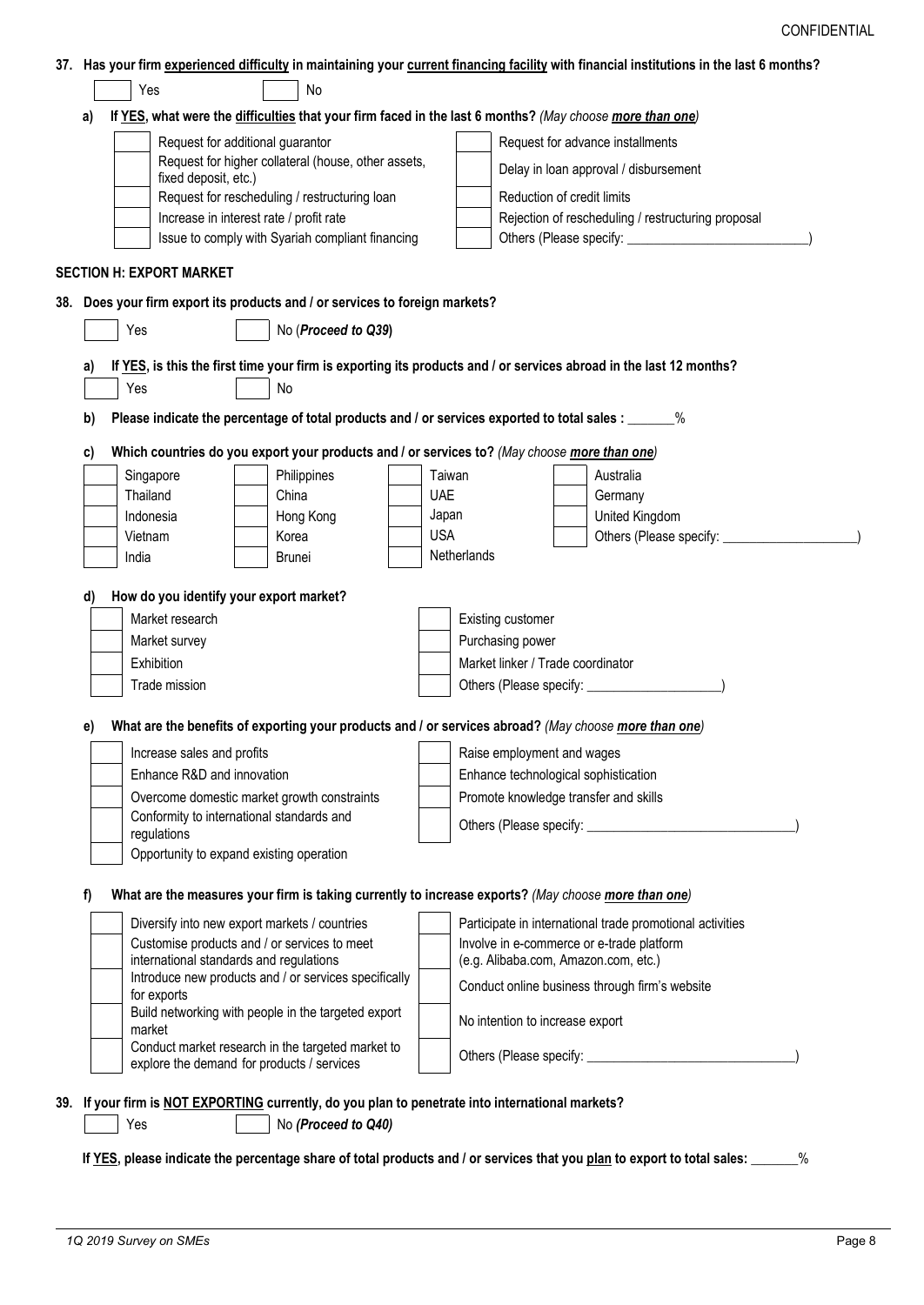CONFIDENTIAL

**37. Has your firm experienced difficulty in maintaining your current financing facility with financial institutions in the last 6 months?**

☐ Yes ☐ No

**a) If YES, what were the difficulties that your firm faced in the last 6 months?** *(May choose **more than one**)*

| | | | |
|---|---|---|---|
| ☐ | Request for additional guarantor | ☐ | Request for advance installments |
| ☐ | Request for higher collateral (house, other assets, fixed deposit, etc.) | ☐ | Delay in loan approval / disbursement |
| ☐ | Request for rescheduling / restructuring loan | ☐ | Reduction of credit limits |
| ☐ | Increase in interest rate / profit rate | ☐ | Rejection of rescheduling / restructuring proposal |
| ☐ | Issue to comply with Syariah compliant financing | ☐ | Others (Please specify: ____________________) |

## SECTION H: EXPORT MARKET

**38. Does your firm export its products and / or services to foreign markets?**

☐ Yes ☐ No (***Proceed to Q39***)

**a) If YES, is this the first time your firm is exporting its products and / or services abroad in the last 12 months?**

☐ Yes ☐ No

**b) Please indicate the percentage of total products and / or services exported to total sales : _______%**

**c) Which countries do you export your products and / or services to?** *(May choose **more than one**)*

| | | | |
|---|---|---|---|
| ☐ Singapore | ☐ Philippines | ☐ Taiwan | ☐ Australia |
| ☐ Thailand | ☐ China | ☐ UAE | ☐ Germany |
| ☐ Indonesia | ☐ Hong Kong | ☐ Japan | ☐ United Kingdom |
| ☐ Vietnam | ☐ Korea | ☐ USA | ☐ Others (Please specify: ____________) |
| ☐ India | ☐ Brunei | ☐ Netherlands | |

**d) How do you identify your export market?**

| | | | |
|---|---|---|---|
| ☐ | Market research | ☐ | Existing customer |
| ☐ | Market survey | ☐ | Purchasing power |
| ☐ | Exhibition | ☐ | Market linker / Trade coordinator |
| ☐ | Trade mission | ☐ | Others (Please specify: ____________) |

**e) What are the benefits of exporting your products and / or services abroad?** *(May choose **more than one**)*

| | | | |
|---|---|---|---|
| ☐ | Increase sales and profits | ☐ | Raise employment and wages |
| ☐ | Enhance R&D and innovation | ☐ | Enhance technological sophistication |
| ☐ | Overcome domestic market growth constraints | ☐ | Promote knowledge transfer and skills |
| ☐ | Conformity to international standards and regulations | ☐ | Others (Please specify: ____________________) |
| ☐ | Opportunity to expand existing operation | | |

**f) What are the measures your firm is taking currently to increase exports?** *(May choose **more than one**)*

| | | | |
|---|---|---|---|
| ☐ | Diversify into new export markets / countries | ☐ | Participate in international trade promotional activities |
| ☐ | Customise products and / or services to meet international standards and regulations | ☐ | Involve in e-commerce or e-trade platform (e.g. Alibaba.com, Amazon.com, etc.) |
| ☐ | Introduce new products and / or services specifically for exports | ☐ | Conduct online business through firm's website |
| ☐ | Build networking with people in the targeted export market | ☐ | No intention to increase export |
| ☐ | Conduct market research in the targeted market to explore the demand for products / services | ☐ | Others (Please specify: ____________________) |

**39. If your firm is NOT EXPORTING currently, do you plan to penetrate into international markets?**

☐ Yes ☐ No ***(Proceed to Q40)***

**If YES, please indicate the percentage share of total products and / or services that you plan to export to total sales: _______%**

*1Q 2019 Survey on SMEs*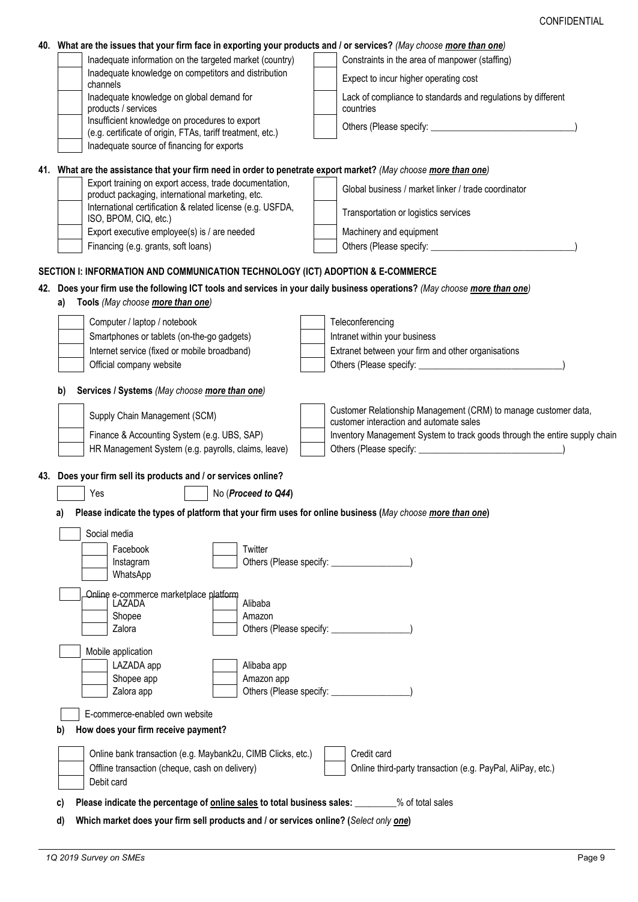**40. What are the issues that your firm face in exporting your products and / or services?** *(May choose* ***more than one****)*

- [ ] Inadequate information on the targeted market (country)
- [ ] Inadequate knowledge on competitors and distribution channels
- [ ] Inadequate knowledge on global demand for products / services
- [ ] Insufficient knowledge on procedures to export (e.g. certificate of origin, FTAs, tariff treatment, etc.)
- [ ] Inadequate source of financing for exports
- [ ] Constraints in the area of manpower (staffing)
- [ ] Expect to incur higher operating cost
- [ ] Lack of compliance to standards and regulations by different countries
- [ ] Others (Please specify: ______________________________)

**41. What are the assistance that your firm need in order to penetrate export market?** *(May choose* ***more than one****)*

- [ ] Export training on export access, trade documentation, product packaging, international marketing, etc.
- [ ] International certification & related license (e.g. USFDA, ISO, BPOM, CIQ, etc.)
- [ ] Export executive employee(s) is / are needed
- [ ] Financing (e.g. grants, soft loans)
- [ ] Global business / market linker / trade coordinator
- [ ] Transportation or logistics services
- [ ] Machinery and equipment
- [ ] Others (Please specify: ______________________________)

## SECTION I: INFORMATION AND COMMUNICATION TECHNOLOGY (ICT) ADOPTION & E-COMMERCE

**42. Does your firm use the following ICT tools and services in your daily business operations?** *(May choose* ***more than one****)*

**a) Tools** *(May choose* ***more than one****)*

- [ ] Computer / laptop / notebook
- [ ] Smartphones or tablets (on-the-go gadgets)
- [ ] Internet service (fixed or mobile broadband)
- [ ] Official company website
- [ ] Teleconferencing
- [ ] Intranet within your business
- [ ] Extranet between your firm and other organisations
- [ ] Others (Please specify: ______________________________)

**b) Services / Systems** *(May choose* ***more than one****)*

- [ ] Supply Chain Management (SCM)
- [ ] Finance & Accounting System (e.g. UBS, SAP)
- [ ] HR Management System (e.g. payrolls, claims, leave)
- [ ] Customer Relationship Management (CRM) to manage customer data, customer interaction and automate sales
- [ ] Inventory Management System to track goods through the entire supply chain
- [ ] Others (Please specify: ______________________________)

**43. Does your firm sell its products and / or services online?**

- [ ] Yes
- [ ] No (***Proceed to Q44***)

**a) Please indicate the types of platform that your firm uses for online business (***May choose* ***more than one*****)**

- [ ] Social media
  - [ ] Facebook
  - [ ] Instagram
  - [ ] WhatsApp
  - [ ] Twitter
  - [ ] Others (Please specify: ________________)
- [ ] Online e-commerce marketplace platform
  - [ ] LAZADA
  - [ ] Shopee
  - [ ] Zalora
  - [ ] Alibaba
  - [ ] Amazon
  - [ ] Others (Please specify: ________________)
- [ ] Mobile application
  - [ ] LAZADA app
  - [ ] Shopee app
  - [ ] Zalora app
  - [ ] Alibaba app
  - [ ] Amazon app
  - [ ] Others (Please specify: ________________)
- [ ] E-commerce-enabled own website

**b) How does your firm receive payment?**

- [ ] Online bank transaction (e.g. Maybank2u, CIMB Clicks, etc.)
- [ ] Offline transaction (cheque, cash on delivery)
- [ ] Debit card
- [ ] Credit card
- [ ] Online third-party transaction (e.g. PayPal, AliPay, etc.)

**c) Please indicate the percentage of online sales to total business sales:** ________% of total sales

**d) Which market does your firm sell products and / or services online? (***Select only* ***one*****)**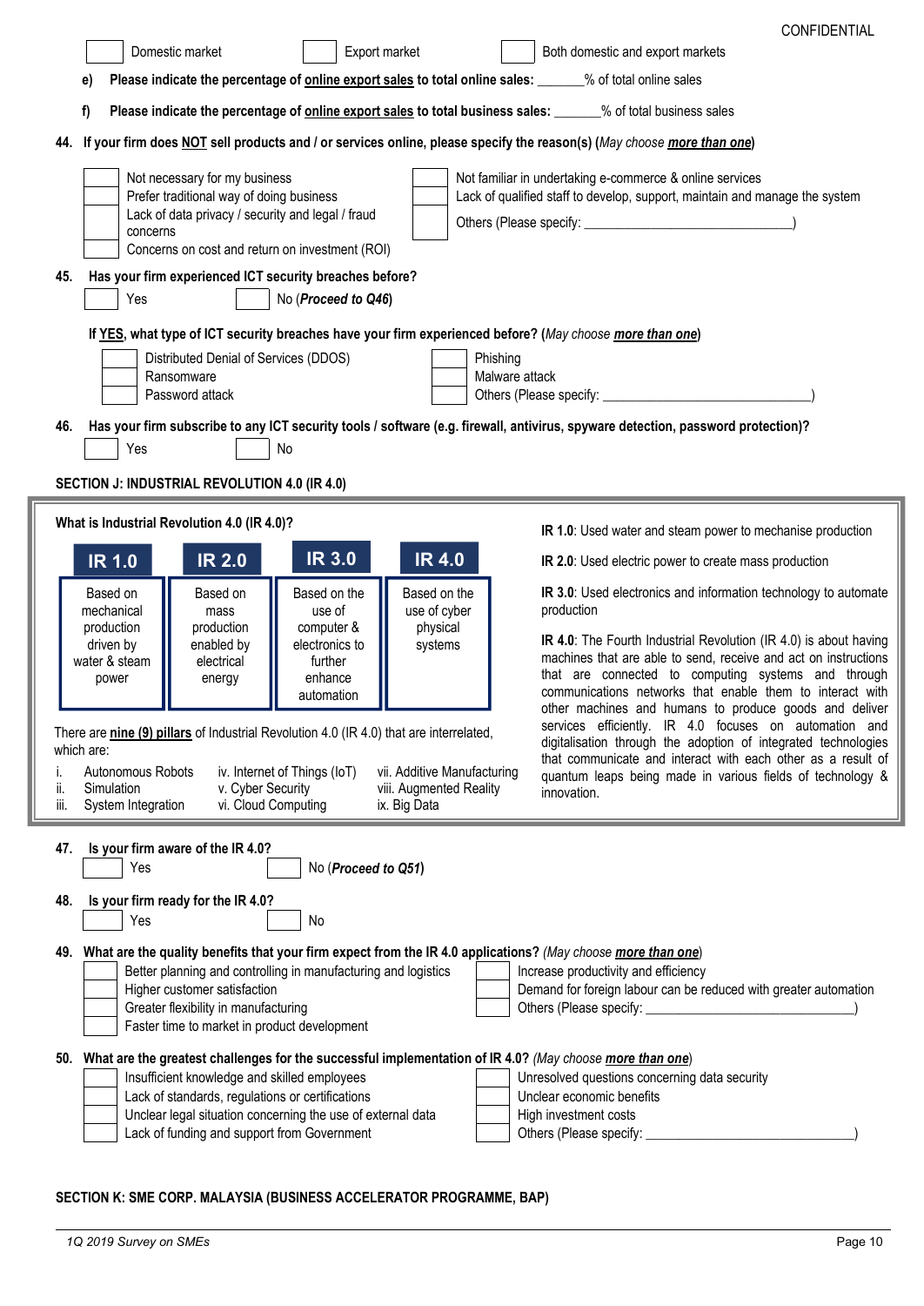CONFIDENTIAL

☐ Domestic market ☐ Export market ☐ Both domestic and export markets

e) **Please indicate the percentage of <u>online export sales</u> to total online sales:** _______% of total online sales

f) **Please indicate the percentage of <u>online export sales</u> to total business sales:** _______% of total business sales

**44. If your firm does <u>NOT</u> sell products and / or services online, please specify the reason(s)** (*May choose **<u>more than one</u>***)

- ☐ Not necessary for my business
- ☐ Prefer traditional way of doing business
- ☐ Lack of data privacy / security and legal / fraud concerns
- ☐ Concerns on cost and return on investment (ROI)
- ☐ Not familiar in undertaking e-commerce & online services
- ☐ Lack of qualified staff to develop, support, maintain and manage the system
- ☐ Others (Please specify: ______________________________)

**45. Has your firm experienced ICT security breaches before?**

☐ Yes ☐ No (***Proceed to Q46***)

**If <u>YES</u>, what type of ICT security breaches have your firm experienced before?** (*May choose **<u>more than one</u>***)

- ☐ Distributed Denial of Services (DDOS)
- ☐ Ransomware
- ☐ Password attack
- ☐ Phishing
- ☐ Malware attack
- ☐ Others (Please specify: ______________________________)

**46. Has your firm subscribe to any ICT security tools / software (e.g. firewall, antivirus, spyware detection, password protection)?**

☐ Yes ☐ No

## SECTION J: INDUSTRIAL REVOLUTION 4.0 (IR 4.0)

**What is Industrial Revolution 4.0 (IR 4.0)?**

| IR 1.0 | IR 2.0 | IR 3.0 | IR 4.0 |
|---|---|---|---|
| Based on mechanical production driven by water & steam power | Based on mass production enabled by electrical energy | Based on the use of computer & electronics to further enhance automation | Based on the use of cyber physical systems |

There are **<u>nine (9) pillars</u>** of Industrial Revolution 4.0 (IR 4.0) that are interrelated, which are:

i. Autonomous Robots
ii. Simulation
iii. System Integration
iv. Internet of Things (IoT)
v. Cyber Security
vi. Cloud Computing
vii. Additive Manufacturing
viii. Augmented Reality
ix. Big Data

**IR 1.0**: Used water and steam power to mechanise production

**IR 2.0**: Used electric power to create mass production

**IR 3.0**: Used electronics and information technology to automate production

**IR 4.0**: The Fourth Industrial Revolution (IR 4.0) is about having machines that are able to send, receive and act on instructions that are connected to computing systems and through communications networks that enable them to interact with other machines and humans to produce goods and deliver services efficiently. IR 4.0 focuses on automation and digitalisation through the adoption of integrated technologies that communicate and interact with each other as a result of quantum leaps being made in various fields of technology & innovation.

**47. Is your firm aware of the IR 4.0?**

☐ Yes ☐ No (***Proceed to Q51***)

**48. Is your firm ready for the IR 4.0?**

☐ Yes ☐ No

**49. What are the quality benefits that your firm expect from the IR 4.0 applications?** (*May choose **<u>more than one</u>***)

- ☐ Better planning and controlling in manufacturing and logistics
- ☐ Higher customer satisfaction
- ☐ Greater flexibility in manufacturing
- ☐ Faster time to market in product development
- ☐ Increase productivity and efficiency
- ☐ Demand for foreign labour can be reduced with greater automation
- ☐ Others (Please specify: ______________________________)

**50. What are the greatest challenges for the successful implementation of IR 4.0?** (*May choose **<u>more than one</u>***)

- ☐ Insufficient knowledge and skilled employees
- ☐ Lack of standards, regulations or certifications
- ☐ Unclear legal situation concerning the use of external data
- ☐ Lack of funding and support from Government
- ☐ Unresolved questions concerning data security
- ☐ Unclear economic benefits
- ☐ High investment costs
- ☐ Others (Please specify: ______________________________)

## SECTION K: SME CORP. MALAYSIA (BUSINESS ACCELERATOR PROGRAMME, BAP)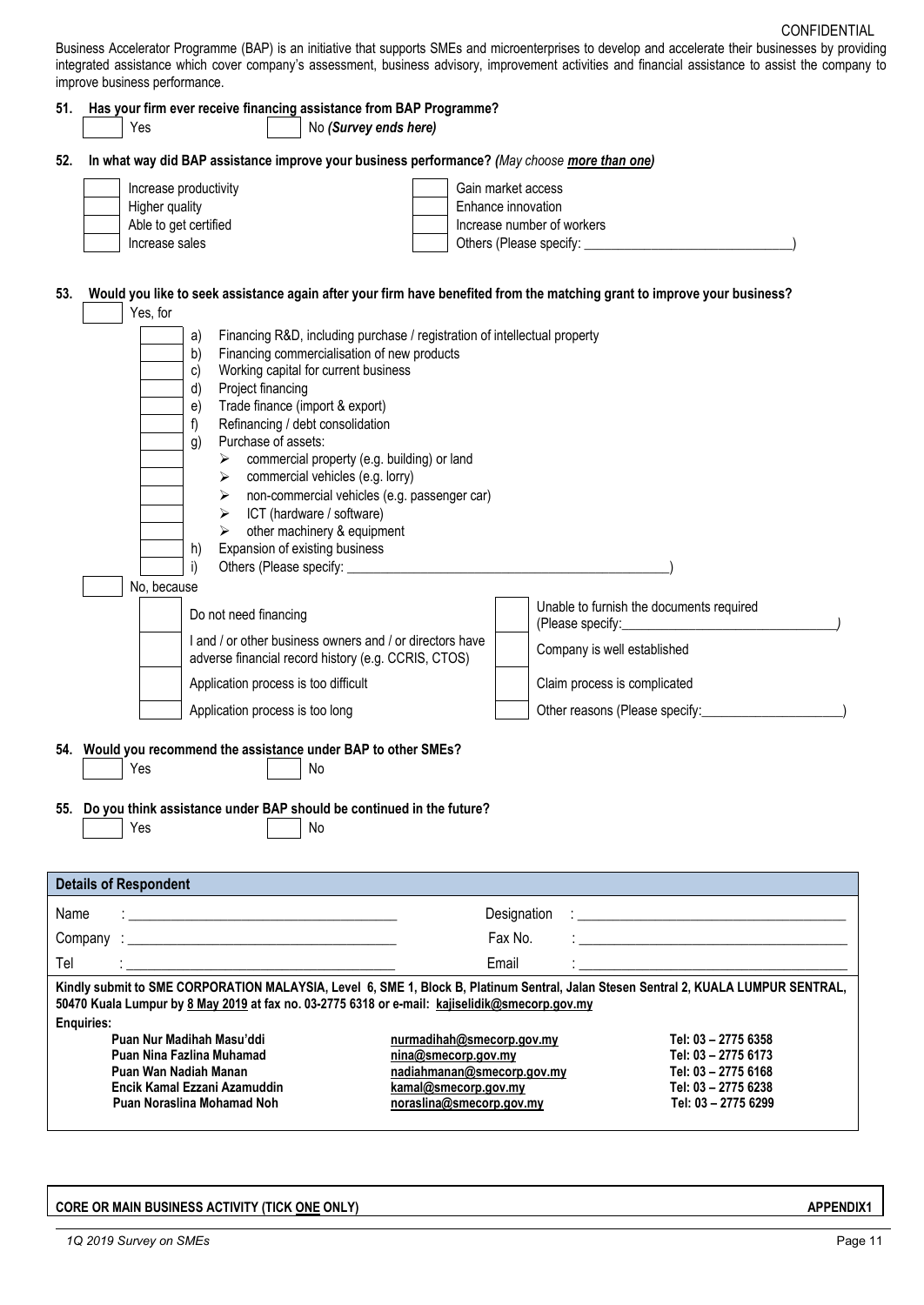CONFIDENTIAL

Business Accelerator Programme (BAP) is an initiative that supports SMEs and microenterprises to develop and accelerate their businesses by providing integrated assistance which cover company's assessment, business advisory, improvement activities and financial assistance to assist the company to improve business performance.

**51. Has your firm ever receive financing assistance from BAP Programme?**

- [ ] Yes
- [ ] No ***(Survey ends here)***

**52. In what way did BAP assistance improve your business performance?** *(May choose* ***more than one****)*

- [ ] Increase productivity
- [ ] Higher quality
- [ ] Able to get certified
- [ ] Increase sales
- [ ] Gain market access
- [ ] Enhance innovation
- [ ] Increase number of workers
- [ ] Others (Please specify: ______________________________)

**53. Would you like to seek assistance again after your firm have benefited from the matching grant to improve your business?**

- [ ] Yes, for
  - [ ] a) Financing R&D, including purchase / registration of intellectual property
  - [ ] b) Financing commercialisation of new products
  - [ ] c) Working capital for current business
  - [ ] d) Project financing
  - [ ] e) Trade finance (import & export)
  - [ ] f) Refinancing / debt consolidation
  - g) Purchase of assets:
    - [ ] commercial property (e.g. building) or land
    - [ ] commercial vehicles (e.g. lorry)
    - [ ] non-commercial vehicles (e.g. passenger car)
    - [ ] ICT (hardware / software)
    - [ ] other machinery & equipment
  - [ ] h) Expansion of existing business
  - [ ] i) Others (Please specify: ______________________________)
- [ ] No, because
  - [ ] Do not need financing
  - [ ] I and / or other business owners and / or directors have adverse financial record history (e.g. CCRIS, CTOS)
  - [ ] Application process is too difficult
  - [ ] Application process is too long
  - [ ] Unable to furnish the documents required (Please specify:______________________________)
  - [ ] Company is well established
  - [ ] Claim process is complicated
  - [ ] Other reasons (Please specify:____________________)

**54. Would you recommend the assistance under BAP to other SMEs?**

- [ ] Yes
- [ ] No

**55. Do you think assistance under BAP should be continued in the future?**

- [ ] Yes
- [ ] No

### Details of Respondent

| | | | |
|---|---|---|---|
| Name | : ______________________ | Designation | : ______________________ |
| Company | : ______________________ | Fax No. | : ______________________ |
| Tel | : ______________________ | Email | : ______________________ |

**Kindly submit to SME CORPORATION MALAYSIA, Level 6, SME 1, Block B, Platinum Sentral, Jalan Stesen Sentral 2, KUALA LUMPUR SENTRAL, 50470 Kuala Lumpur by 8 May 2019 at fax no. 03-2775 6318 or e-mail: kajiselidik@smecorp.gov.my**

**Enquiries:**

| Name | Email | Tel |
|---|---|---|
| **Puan Nur Madihah Masu'ddi** | **nurmadihah@smecorp.gov.my** | **Tel: 03 – 2775 6358** |
| **Puan Nina Fazlina Muhamad** | **nina@smecorp.gov.my** | **Tel: 03 – 2775 6173** |
| **Puan Wan Nadiah Manan** | **nadiahmanan@smecorp.gov.my** | **Tel: 03 – 2775 6168** |
| **Encik Kamal Ezzani Azamuddin** | **kamal@smecorp.gov.my** | **Tel: 03 – 2775 6238** |
| **Puan Noraslina Mohamad Noh** | **noraslina@smecorp.gov.my** | **Tel: 03 – 2775 6299** |

**CORE OR MAIN BUSINESS ACTIVITY (TICK ONE ONLY)** **APPENDIX1**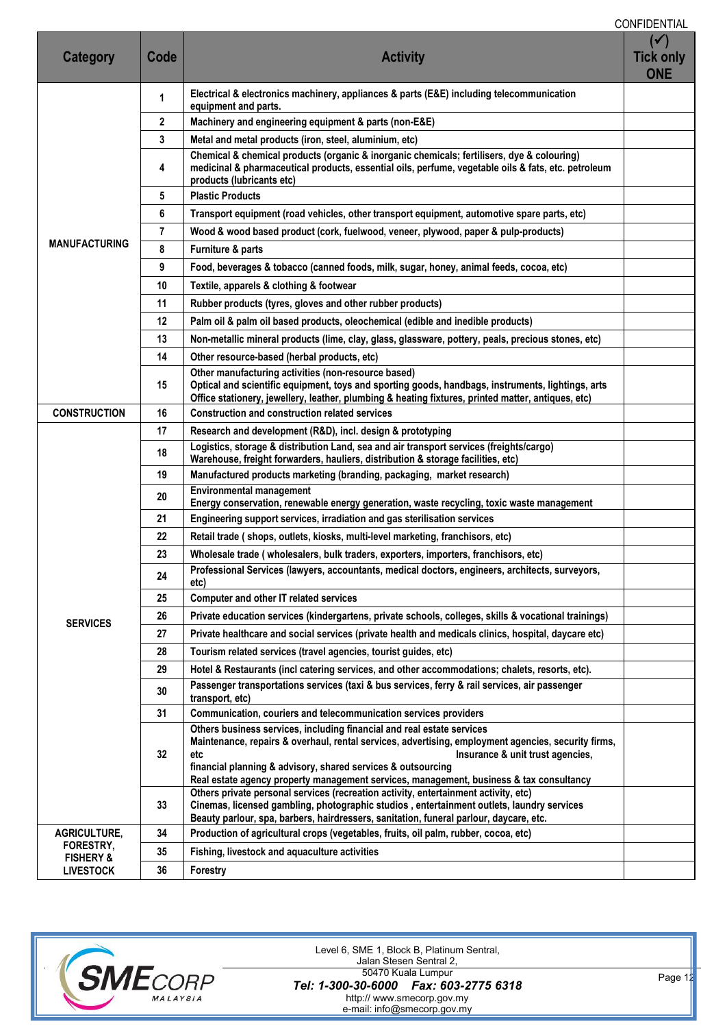CONFIDENTIAL

| Category | Code | Activity | (✓) Tick only ONE |
|---|---|---|---|
| MANUFACTURING | 1 | Electrical & electronics machinery, appliances & parts (E&E) including telecommunication equipment and parts. | |
| | 2 | Machinery and engineering equipment & parts (non-E&E) | |
| | 3 | Metal and metal products (iron, steel, aluminium, etc) | |
| | 4 | Chemical & chemical products (organic & inorganic chemicals; fertilisers, dye & colouring) medicinal & pharmaceutical products, essential oils, perfume, vegetable oils & fats, etc. petroleum products (lubricants etc) | |
| | 5 | Plastic Products | |
| | 6 | Transport equipment (road vehicles, other transport equipment, automotive spare parts, etc) | |
| | 7 | Wood & wood based product (cork, fuelwood, veneer, plywood, paper & pulp-products) | |
| | 8 | Furniture & parts | |
| | 9 | Food, beverages & tobacco (canned foods, milk, sugar, honey, animal feeds, cocoa, etc) | |
| | 10 | Textile, apparels & clothing & footwear | |
| | 11 | Rubber products (tyres, gloves and other rubber products) | |
| | 12 | Palm oil & palm oil based products, oleochemical (edible and inedible products) | |
| | 13 | Non-metallic mineral products (lime, clay, glass, glassware, pottery, peals, precious stones, etc) | |
| | 14 | Other resource-based (herbal products, etc) | |
| | 15 | Other manufacturing activities (non-resource based) Optical and scientific equipment, toys and sporting goods, handbags, instruments, lightings, arts Office stationery, jewellery, leather, plumbing & heating fixtures, printed matter, antiques, etc) | |
| CONSTRUCTION | 16 | Construction and construction related services | |
| SERVICES | 17 | Research and development (R&D), incl. design & prototyping | |
| | 18 | Logistics, storage & distribution Land, sea and air transport services (freights/cargo) Warehouse, freight forwarders, hauliers, distribution & storage facilities, etc) | |
| | 19 | Manufactured products marketing (branding, packaging, market research) | |
| | 20 | Environmental management Energy conservation, renewable energy generation, waste recycling, toxic waste management | |
| | 21 | Engineering support services, irradiation and gas sterilisation services | |
| | 22 | Retail trade ( shops, outlets, kiosks, multi-level marketing, franchisors, etc) | |
| | 23 | Wholesale trade ( wholesalers, bulk traders, exporters, importers, franchisors, etc) | |
| | 24 | Professional Services (lawyers, accountants, medical doctors, engineers, architects, surveyors, etc) | |
| | 25 | Computer and other IT related services | |
| | 26 | Private education services (kindergartens, private schools, colleges, skills & vocational trainings) | |
| | 27 | Private healthcare and social services (private health and medicals clinics, hospital, daycare etc) | |
| | 28 | Tourism related services (travel agencies, tourist guides, etc) | |
| | 29 | Hotel & Restaurants (incl catering services, and other accommodations; chalets, resorts, etc). | |
| | 30 | Passenger transportations services (taxi & bus services, ferry & rail services, air passenger transport, etc) | |
| | 31 | Communication, couriers and telecommunication services providers | |
| | 32 | Others business services, including financial and real estate services Maintenance, repairs & overhaul, rental services, advertising, employment agencies, security firms, etc Insurance & unit trust agencies, financial planning & advisory, shared services & outsourcing Real estate agency property management services, management, business & tax consultancy | |
| | 33 | Others private personal services (recreation activity, entertainment activity, etc) Cinemas, licensed gambling, photographic studios , entertainment outlets, laundry services Beauty parlour, spa, barbers, hairdressers, sanitation, funeral parlour, daycare, etc. | |
| AGRICULTURE, FORESTRY, FISHERY & LIVESTOCK | 34 | Production of agricultural crops (vegetables, fruits, oil palm, rubber, cocoa, etc) | |
| | 35 | Fishing, livestock and aquaculture activities | |
| | 36 | Forestry | |

SME CORP MALAYSIA

Level 6, SME 1, Block B, Platinum Sentral,
Jalan Stesen Sentral 2,
50470 Kuala Lumpur
***Tel: 1-300-30-6000 Fax: 603-2775 6318***
http:// www.smecorp.gov.my
e-mail: info@smecorp.gov.my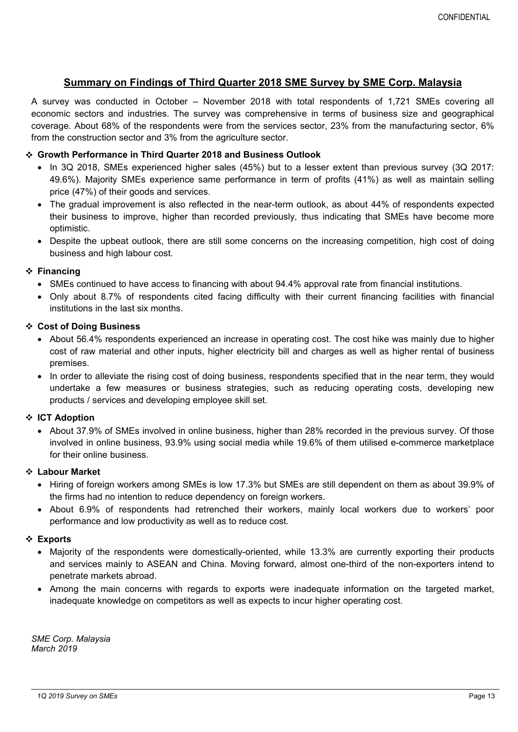## Summary on Findings of Third Quarter 2018 SME Survey by SME Corp. Malaysia

A survey was conducted in October – November 2018 with total respondents of 1,721 SMEs covering all economic sectors and industries. The survey was comprehensive in terms of business size and geographical coverage. About 68% of the respondents were from the services sector, 23% from the manufacturing sector, 6% from the construction sector and 3% from the agriculture sector.

### ❖ Growth Performance in Third Quarter 2018 and Business Outlook

- In 3Q 2018, SMEs experienced higher sales (45%) but to a lesser extent than previous survey (3Q 2017: 49.6%). Majority SMEs experience same performance in term of profits (41%) as well as maintain selling price (47%) of their goods and services.
- The gradual improvement is also reflected in the near-term outlook, as about 44% of respondents expected their business to improve, higher than recorded previously, thus indicating that SMEs have become more optimistic.
- Despite the upbeat outlook, there are still some concerns on the increasing competition, high cost of doing business and high labour cost.

### ❖ Financing

- SMEs continued to have access to financing with about 94.4% approval rate from financial institutions.
- Only about 8.7% of respondents cited facing difficulty with their current financing facilities with financial institutions in the last six months.

### ❖ Cost of Doing Business

- About 56.4% respondents experienced an increase in operating cost. The cost hike was mainly due to higher cost of raw material and other inputs, higher electricity bill and charges as well as higher rental of business premises.
- In order to alleviate the rising cost of doing business, respondents specified that in the near term, they would undertake a few measures or business strategies, such as reducing operating costs, developing new products / services and developing employee skill set.

### ❖ ICT Adoption

- About 37.9% of SMEs involved in online business, higher than 28% recorded in the previous survey. Of those involved in online business, 93.9% using social media while 19.6% of them utilised e-commerce marketplace for their online business.

### ❖ Labour Market

- Hiring of foreign workers among SMEs is low 17.3% but SMEs are still dependent on them as about 39.9% of the firms had no intention to reduce dependency on foreign workers.
- About 6.9% of respondents had retrenched their workers, mainly local workers due to workers' poor performance and low productivity as well as to reduce cost.

### ❖ Exports

- Majority of the respondents were domestically-oriented, while 13.3% are currently exporting their products and services mainly to ASEAN and China. Moving forward, almost one-third of the non-exporters intend to penetrate markets abroad.
- Among the main concerns with regards to exports were inadequate information on the targeted market, inadequate knowledge on competitors as well as expects to incur higher operating cost.

*SME Corp. Malaysia*
*March 2019*